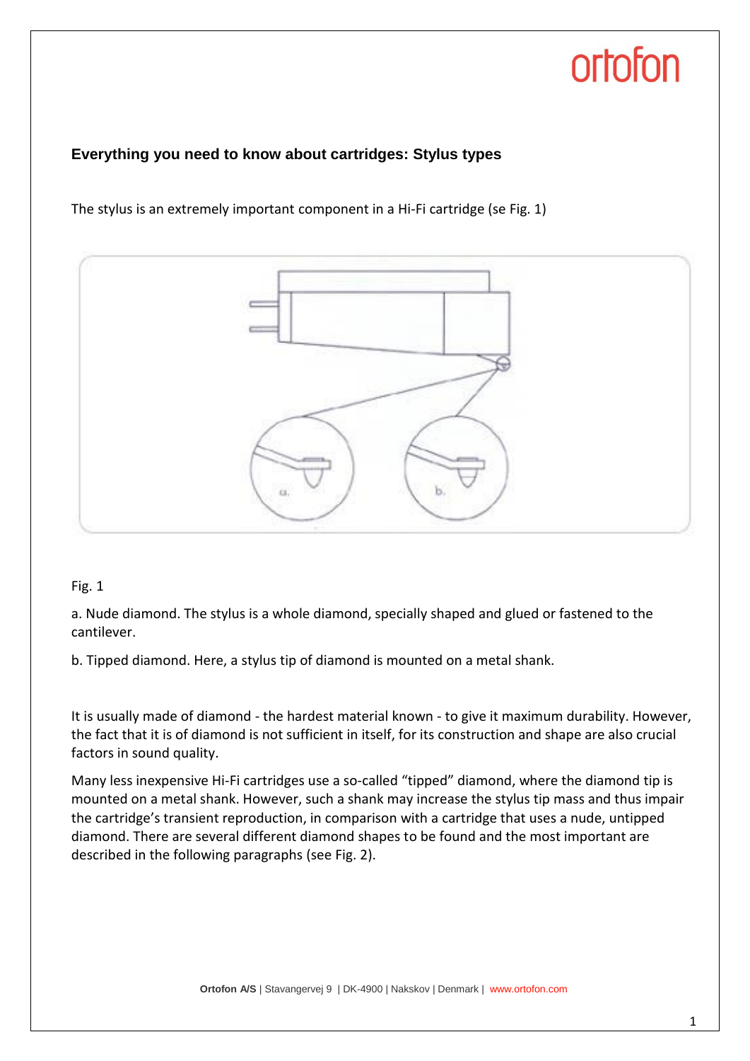## Everything you need to know about cartridges: Stylus types

The stylus is an extremely important component in a Hi-Fi cartridge (se Fig. 1)

Fig. 1

a. Nude diamond. The stylus is a whole diamond, specially shaped and glued or fastened to the cantilever.

b. Tipped diamond. Here, a stylus tip of diamond is mounted on a metal shank.

It is usually made of diamond - the hardest material known - to give it maximum durability. However, the fact that it is of diamond is not sufficient in itself, for its construction and shape are also crucial factors in sound quality.

Many less inexpensive Hi-Fi cartridges use a so-called “tipped” diamond, where the diamond tip is mounted on a metal shank. However, such a shank may increase the stylus tip mass and thus impair the cartridge’s transient reproduction, in comparison with a cartridge that uses a nude, untipped diamond. There are several different diamond shapes to be found and the most important are described in the following paragraphs (see Fig. 2).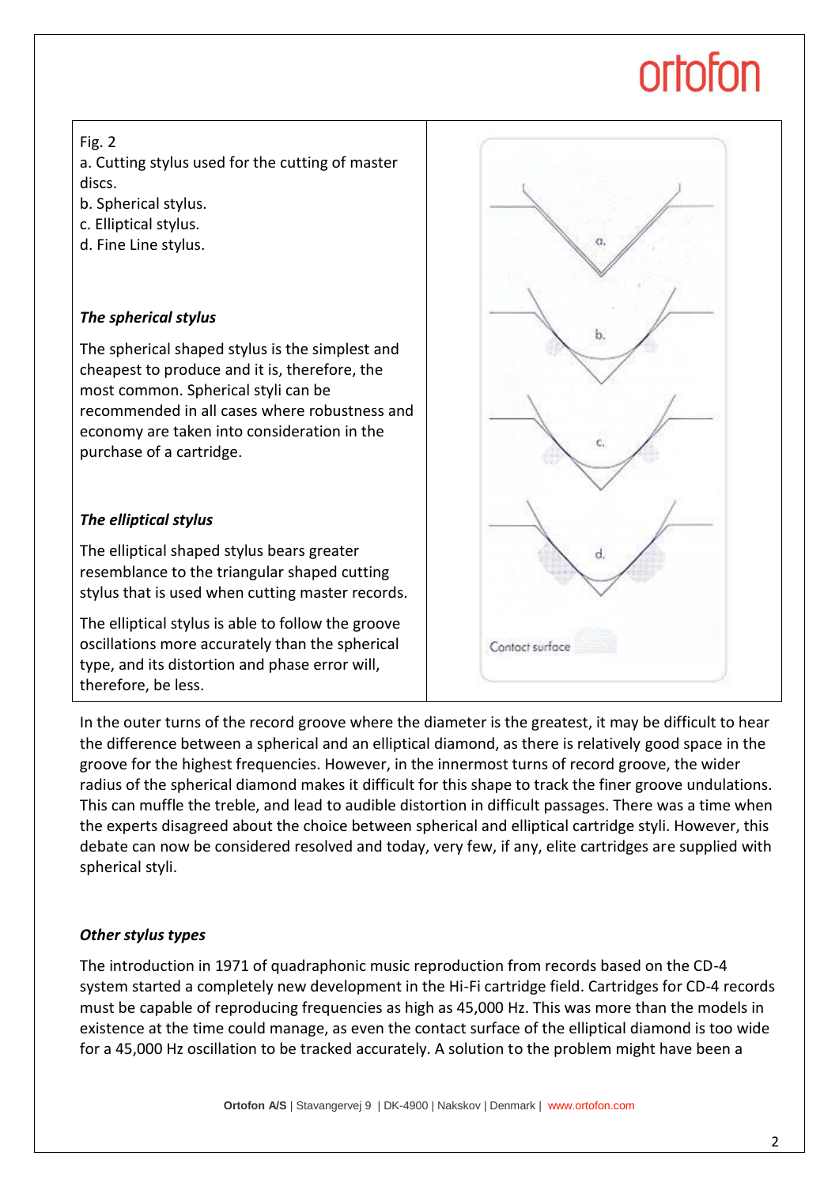Fig. 2

a. Cutting stylus used for the cutting of master discs.
b. Spherical stylus.
c. Elliptical stylus.
d. Fine Line stylus.

### *The spherical stylus*

The spherical shaped stylus is the simplest and cheapest to produce and it is, therefore, the most common. Spherical styli can be recommended in all cases where robustness and economy are taken into consideration in the purchase of a cartridge.

### *The elliptical stylus*

The elliptical shaped stylus bears greater resemblance to the triangular shaped cutting stylus that is used when cutting master records.

The elliptical stylus is able to follow the groove oscillations more accurately than the spherical type, and its distortion and phase error will, therefore, be less.

In the outer turns of the record groove where the diameter is the greatest, it may be difficult to hear the difference between a spherical and an elliptical diamond, as there is relatively good space in the groove for the highest frequencies. However, in the innermost turns of record groove, the wider radius of the spherical diamond makes it difficult for this shape to track the finer groove undulations. This can muffle the treble, and lead to audible distortion in difficult passages. There was a time when the experts disagreed about the choice between spherical and elliptical cartridge styli. However, this debate can now be considered resolved and today, very few, if any, elite cartridges are supplied with spherical styli.

### *Other stylus types*

The introduction in 1971 of quadraphonic music reproduction from records based on the CD-4 system started a completely new development in the Hi-Fi cartridge field. Cartridges for CD-4 records must be capable of reproducing frequencies as high as 45,000 Hz. This was more than the models in existence at the time could manage, as even the contact surface of the elliptical diamond is too wide for a 45,000 Hz oscillation to be tracked accurately. A solution to the problem might have been a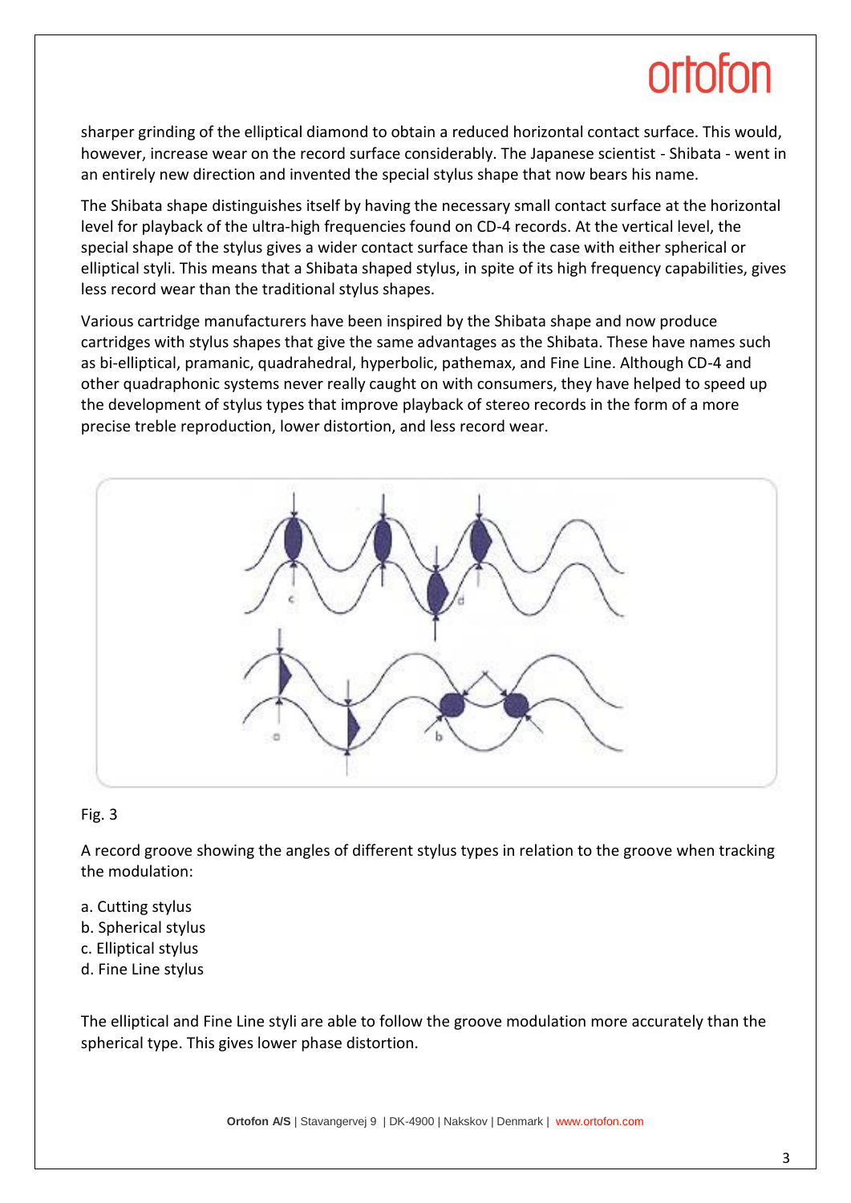sharper grinding of the elliptical diamond to obtain a reduced horizontal contact surface. This would, however, increase wear on the record surface considerably. The Japanese scientist - Shibata - went in an entirely new direction and invented the special stylus shape that now bears his name.

The Shibata shape distinguishes itself by having the necessary small contact surface at the horizontal level for playback of the ultra-high frequencies found on CD-4 records. At the vertical level, the special shape of the stylus gives a wider contact surface than is the case with either spherical or elliptical styli. This means that a Shibata shaped stylus, in spite of its high frequency capabilities, gives less record wear than the traditional stylus shapes.

Various cartridge manufacturers have been inspired by the Shibata shape and now produce cartridges with stylus shapes that give the same advantages as the Shibata. These have names such as bi-elliptical, pramanic, quadrahedral, hyperbolic, pathemax, and Fine Line. Although CD-4 and other quadraphonic systems never really caught on with consumers, they have helped to speed up the development of stylus types that improve playback of stereo records in the form of a more precise treble reproduction, lower distortion, and less record wear.

c
d
a
b

Fig. 3

A record groove showing the angles of different stylus types in relation to the groove when tracking the modulation:

a. Cutting stylus
b. Spherical stylus
c. Elliptical stylus
d. Fine Line stylus

The elliptical and Fine Line styli are able to follow the groove modulation more accurately than the spherical type. This gives lower phase distortion.